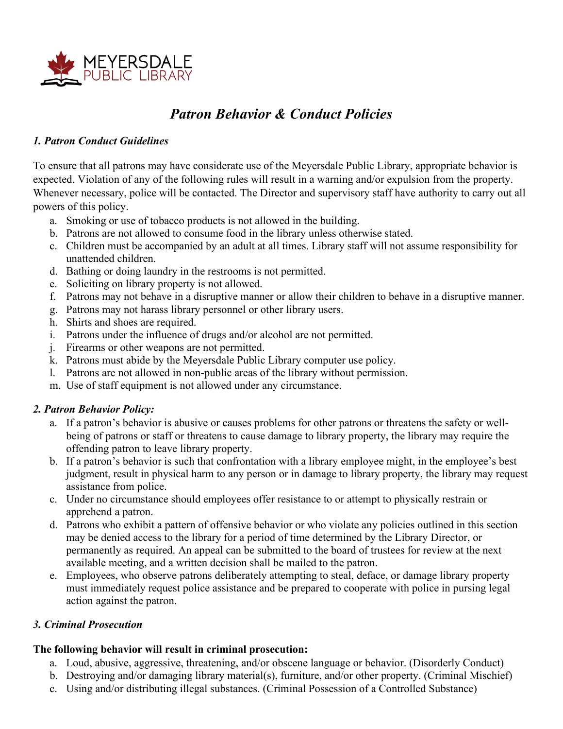MEYERSDALE PUBLIC LIBRARY

# *Patron Behavior & Conduct Policies*

### *1. Patron Conduct Guidelines*

To ensure that all patrons may have considerate use of the Meyersdale Public Library, appropriate behavior is expected. Violation of any of the following rules will result in a warning and/or expulsion from the property. Whenever necessary, police will be contacted. The Director and supervisory staff have authority to carry out all powers of this policy.

a. Smoking or use of tobacco products is not allowed in the building.
b. Patrons are not allowed to consume food in the library unless otherwise stated.
c. Children must be accompanied by an adult at all times. Library staff will not assume responsibility for unattended children.
d. Bathing or doing laundry in the restrooms is not permitted.
e. Soliciting on library property is not allowed.
f. Patrons may not behave in a disruptive manner or allow their children to behave in a disruptive manner.
g. Patrons may not harass library personnel or other library users.
h. Shirts and shoes are required.
i. Patrons under the influence of drugs and/or alcohol are not permitted.
j. Firearms or other weapons are not permitted.
k. Patrons must abide by the Meyersdale Public Library computer use policy.
l. Patrons are not allowed in non-public areas of the library without permission.
m. Use of staff equipment is not allowed under any circumstance.

### *2. Patron Behavior Policy:*

a. If a patron's behavior is abusive or causes problems for other patrons or threatens the safety or well-being of patrons or staff or threatens to cause damage to library property, the library may require the offending patron to leave library property.
b. If a patron's behavior is such that confrontation with a library employee might, in the employee's best judgment, result in physical harm to any person or in damage to library property, the library may request assistance from police.
c. Under no circumstance should employees offer resistance to or attempt to physically restrain or apprehend a patron.
d. Patrons who exhibit a pattern of offensive behavior or who violate any policies outlined in this section may be denied access to the library for a period of time determined by the Library Director, or permanently as required. An appeal can be submitted to the board of trustees for review at the next available meeting, and a written decision shall be mailed to the patron.
e. Employees, who observe patrons deliberately attempting to steal, deface, or damage library property must immediately request police assistance and be prepared to cooperate with police in pursing legal action against the patron.

### *3. Criminal Prosecution*

**The following behavior will result in criminal prosecution:**

a. Loud, abusive, aggressive, threatening, and/or obscene language or behavior. (Disorderly Conduct)
b. Destroying and/or damaging library material(s), furniture, and/or other property. (Criminal Mischief)
c. Using and/or distributing illegal substances. (Criminal Possession of a Controlled Substance)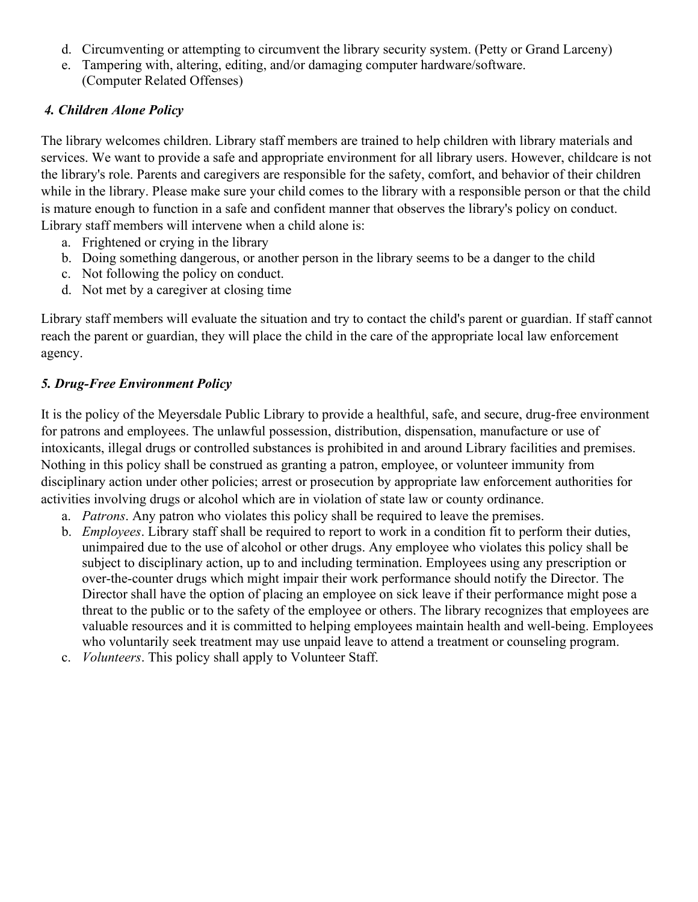d. Circumventing or attempting to circumvent the library security system. (Petty or Grand Larceny)
e. Tampering with, altering, editing, and/or damaging computer hardware/software. (Computer Related Offenses)

### *4. Children Alone Policy*

The library welcomes children. Library staff members are trained to help children with library materials and services. We want to provide a safe and appropriate environment for all library users. However, childcare is not the library's role. Parents and caregivers are responsible for the safety, comfort, and behavior of their children while in the library. Please make sure your child comes to the library with a responsible person or that the child is mature enough to function in a safe and confident manner that observes the library's policy on conduct. Library staff members will intervene when a child alone is:

a. Frightened or crying in the library
b. Doing something dangerous, or another person in the library seems to be a danger to the child
c. Not following the policy on conduct.
d. Not met by a caregiver at closing time

Library staff members will evaluate the situation and try to contact the child's parent or guardian. If staff cannot reach the parent or guardian, they will place the child in the care of the appropriate local law enforcement agency.

### *5. Drug-Free Environment Policy*

It is the policy of the Meyersdale Public Library to provide a healthful, safe, and secure, drug-free environment for patrons and employees. The unlawful possession, distribution, dispensation, manufacture or use of intoxicants, illegal drugs or controlled substances is prohibited in and around Library facilities and premises. Nothing in this policy shall be construed as granting a patron, employee, or volunteer immunity from disciplinary action under other policies; arrest or prosecution by appropriate law enforcement authorities for activities involving drugs or alcohol which are in violation of state law or county ordinance.

a. *Patrons*. Any patron who violates this policy shall be required to leave the premises.
b. *Employees*. Library staff shall be required to report to work in a condition fit to perform their duties, unimpaired due to the use of alcohol or other drugs. Any employee who violates this policy shall be subject to disciplinary action, up to and including termination. Employees using any prescription or over-the-counter drugs which might impair their work performance should notify the Director. The Director shall have the option of placing an employee on sick leave if their performance might pose a threat to the public or to the safety of the employee or others. The library recognizes that employees are valuable resources and it is committed to helping employees maintain health and well-being. Employees who voluntarily seek treatment may use unpaid leave to attend a treatment or counseling program.
c. *Volunteers*. This policy shall apply to Volunteer Staff.